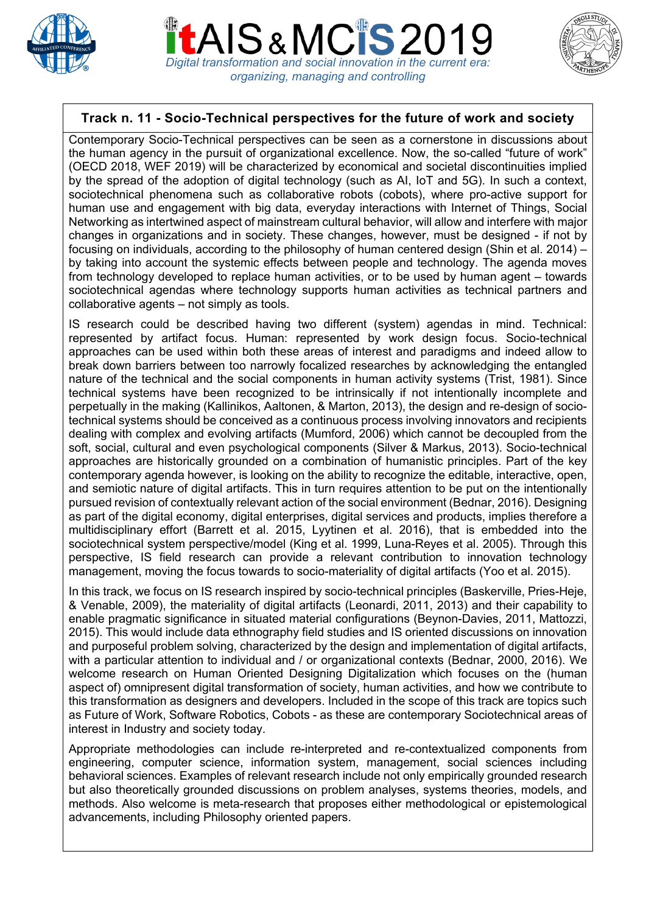# itAIS & MCIS 2019

*Digital transformation and social innovation in the current era: organizing, managing and controlling*

## Track n. 11 - Socio-Technical perspectives for the future of work and society

Contemporary Socio-Technical perspectives can be seen as a cornerstone in discussions about the human agency in the pursuit of organizational excellence. Now, the so-called "future of work" (OECD 2018, WEF 2019) will be characterized by economical and societal discontinuities implied by the spread of the adoption of digital technology (such as AI, IoT and 5G). In such a context, sociotechnical phenomena such as collaborative robots (cobots), where pro-active support for human use and engagement with big data, everyday interactions with Internet of Things, Social Networking as intertwined aspect of mainstream cultural behavior, will allow and interfere with major changes in organizations and in society. These changes, however, must be designed - if not by focusing on individuals, according to the philosophy of human centered design (Shin et al. 2014) – by taking into account the systemic effects between people and technology. The agenda moves from technology developed to replace human activities, or to be used by human agent – towards sociotechnical agendas where technology supports human activities as technical partners and collaborative agents – not simply as tools.

IS research could be described having two different (system) agendas in mind. Technical: represented by artifact focus. Human: represented by work design focus. Socio-technical approaches can be used within both these areas of interest and paradigms and indeed allow to break down barriers between too narrowly focalized researches by acknowledging the entangled nature of the technical and the social components in human activity systems (Trist, 1981). Since technical systems have been recognized to be intrinsically if not intentionally incomplete and perpetually in the making (Kallinikos, Aaltonen, & Marton, 2013), the design and re-design of socio-technical systems should be conceived as a continuous process involving innovators and recipients dealing with complex and evolving artifacts (Mumford, 2006) which cannot be decoupled from the soft, social, cultural and even psychological components (Silver & Markus, 2013). Socio-technical approaches are historically grounded on a combination of humanistic principles. Part of the key contemporary agenda however, is looking on the ability to recognize the editable, interactive, open, and semiotic nature of digital artifacts. This in turn requires attention to be put on the intentionally pursued revision of contextually relevant action of the social environment (Bednar, 2016). Designing as part of the digital economy, digital enterprises, digital services and products, implies therefore a multidisciplinary effort (Barrett et al. 2015, Lyytinen et al. 2016), that is embedded into the sociotechnical system perspective/model (King et al. 1999, Luna-Reyes et al. 2005). Through this perspective, IS field research can provide a relevant contribution to innovation technology management, moving the focus towards to socio-materiality of digital artifacts (Yoo et al. 2015).

In this track, we focus on IS research inspired by socio-technical principles (Baskerville, Pries-Heje, & Venable, 2009), the materiality of digital artifacts (Leonardi, 2011, 2013) and their capability to enable pragmatic significance in situated material configurations (Beynon-Davies, 2011, Mattozzi, 2015). This would include data ethnography field studies and IS oriented discussions on innovation and purposeful problem solving, characterized by the design and implementation of digital artifacts, with a particular attention to individual and / or organizational contexts (Bednar, 2000, 2016). We welcome research on Human Oriented Designing Digitalization which focuses on the (human aspect of) omnipresent digital transformation of society, human activities, and how we contribute to this transformation as designers and developers. Included in the scope of this track are topics such as Future of Work, Software Robotics, Cobots - as these are contemporary Sociotechnical areas of interest in Industry and society today.

Appropriate methodologies can include re-interpreted and re-contextualized components from engineering, computer science, information system, management, social sciences including behavioral sciences. Examples of relevant research include not only empirically grounded research but also theoretically grounded discussions on problem analyses, systems theories, models, and methods. Also welcome is meta-research that proposes either methodological or epistemological advancements, including Philosophy oriented papers.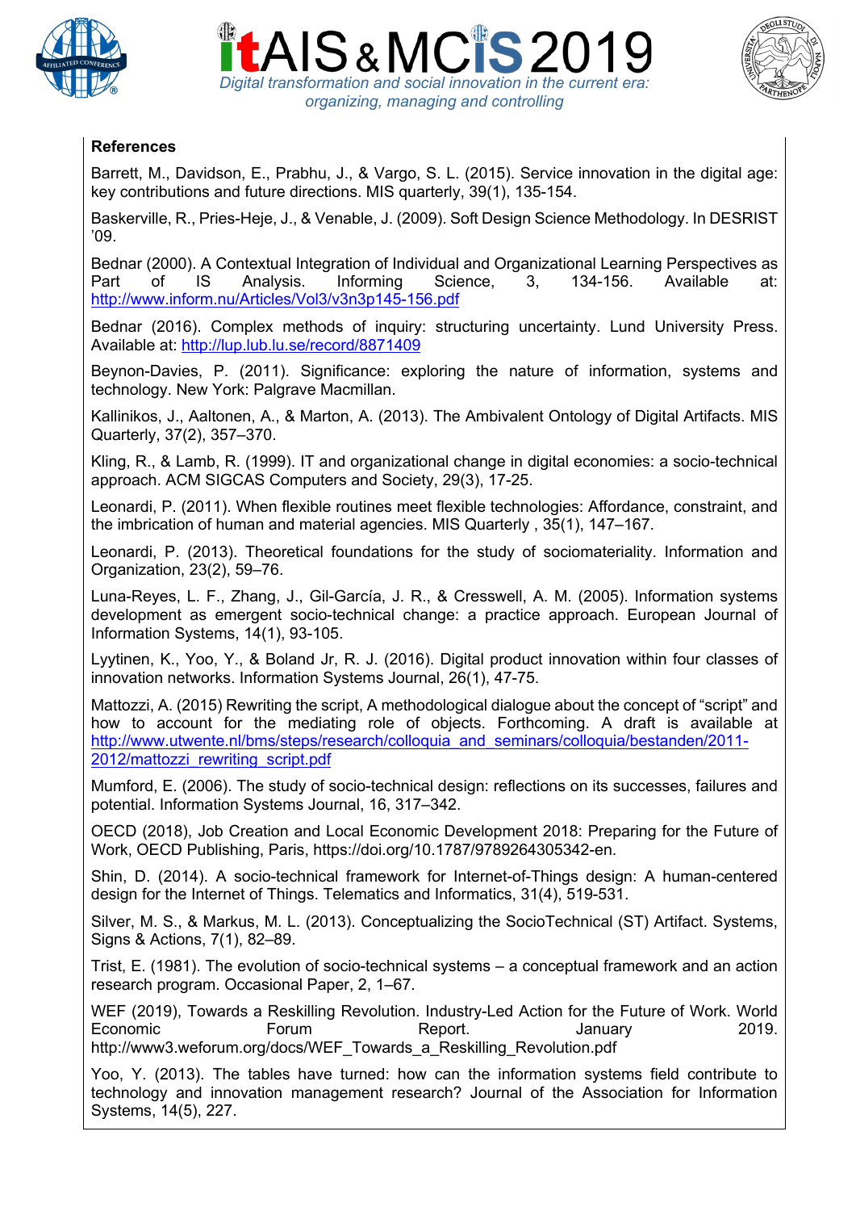**References**

Barrett, M., Davidson, E., Prabhu, J., & Vargo, S. L. (2015). Service innovation in the digital age: key contributions and future directions. MIS quarterly, 39(1), 135-154.

Baskerville, R., Pries-Heje, J., & Venable, J. (2009). Soft Design Science Methodology. In DESRIST '09.

Bednar (2000). A Contextual Integration of Individual and Organizational Learning Perspectives as Part of IS Analysis. Informing Science, 3, 134-156. Available at: http://www.inform.nu/Articles/Vol3/v3n3p145-156.pdf

Bednar (2016). Complex methods of inquiry: structuring uncertainty. Lund University Press. Available at: http://lup.lub.lu.se/record/8871409

Beynon-Davies, P. (2011). Significance: exploring the nature of information, systems and technology. New York: Palgrave Macmillan.

Kallinikos, J., Aaltonen, A., & Marton, A. (2013). The Ambivalent Ontology of Digital Artifacts. MIS Quarterly, 37(2), 357–370.

Kling, R., & Lamb, R. (1999). IT and organizational change in digital economies: a socio-technical approach. ACM SIGCAS Computers and Society, 29(3), 17-25.

Leonardi, P. (2011). When flexible routines meet flexible technologies: Affordance, constraint, and the imbrication of human and material agencies. MIS Quarterly , 35(1), 147–167.

Leonardi, P. (2013). Theoretical foundations for the study of sociomateriality. Information and Organization, 23(2), 59–76.

Luna-Reyes, L. F., Zhang, J., Gil-García, J. R., & Cresswell, A. M. (2005). Information systems development as emergent socio-technical change: a practice approach. European Journal of Information Systems, 14(1), 93-105.

Lyytinen, K., Yoo, Y., & Boland Jr, R. J. (2016). Digital product innovation within four classes of innovation networks. Information Systems Journal, 26(1), 47-75.

Mattozzi, A. (2015) Rewriting the script, A methodological dialogue about the concept of "script" and how to account for the mediating role of objects. Forthcoming. A draft is available at http://www.utwente.nl/bms/steps/research/colloquia_and_seminars/colloquia/bestanden/2011-2012/mattozzi_rewriting_script.pdf

Mumford, E. (2006). The study of socio-technical design: reflections on its successes, failures and potential. Information Systems Journal, 16, 317–342.

OECD (2018), Job Creation and Local Economic Development 2018: Preparing for the Future of Work, OECD Publishing, Paris, https://doi.org/10.1787/9789264305342-en.

Shin, D. (2014). A socio-technical framework for Internet-of-Things design: A human-centered design for the Internet of Things. Telematics and Informatics, 31(4), 519-531.

Silver, M. S., & Markus, M. L. (2013). Conceptualizing the SocioTechnical (ST) Artifact. Systems, Signs & Actions, 7(1), 82–89.

Trist, E. (1981). The evolution of socio-technical systems – a conceptual framework and an action research program. Occasional Paper, 2, 1–67.

WEF (2019), Towards a Reskilling Revolution. Industry-Led Action for the Future of Work. World Economic Forum Report. January 2019. http://www3.weforum.org/docs/WEF_Towards_a_Reskilling_Revolution.pdf

Yoo, Y. (2013). The tables have turned: how can the information systems field contribute to technology and innovation management research? Journal of the Association for Information Systems, 14(5), 227.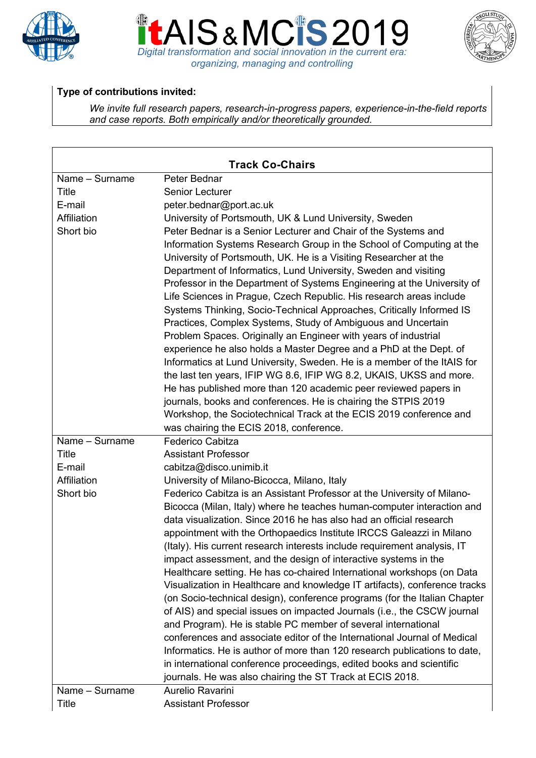**Type of contributions invited:**

*We invite full research papers, research-in-progress papers, experience-in-the-field reports and case reports. Both empirically and/or theoretically grounded.*

| **Track Co-Chairs** | |
|---|---|
| Name – Surname | Peter Bednar |
| Title | Senior Lecturer |
| E-mail | peter.bednar@port.ac.uk |
| Affiliation | University of Portsmouth, UK & Lund University, Sweden |
| Short bio | Peter Bednar is a Senior Lecturer and Chair of the Systems and Information Systems Research Group in the School of Computing at the University of Portsmouth, UK. He is a Visiting Researcher at the Department of Informatics, Lund University, Sweden and visiting Professor in the Department of Systems Engineering at the University of Life Sciences in Prague, Czech Republic. His research areas include Systems Thinking, Socio-Technical Approaches, Critically Informed IS Practices, Complex Systems, Study of Ambiguous and Uncertain Problem Spaces. Originally an Engineer with years of industrial experience he also holds a Master Degree and a PhD at the Dept. of Informatics at Lund University, Sweden. He is a member of the ItAIS for the last ten years, IFIP WG 8.6, IFIP WG 8.2, UKAIS, UKSS and more. He has published more than 120 academic peer reviewed papers in journals, books and conferences. He is chairing the STPIS 2019 Workshop, the Sociotechnical Track at the ECIS 2019 conference and was chairing the ECIS 2018, conference. |
| Name – Surname | Federico Cabitza |
| Title | Assistant Professor |
| E-mail | cabitza@disco.unimib.it |
| Affiliation | University of Milano-Bicocca, Milano, Italy |
| Short bio | Federico Cabitza is an Assistant Professor at the University of Milano-Bicocca (Milan, Italy) where he teaches human-computer interaction and data visualization. Since 2016 he has also had an official research appointment with the Orthopaedics Institute IRCCS Galeazzi in Milano (Italy). His current research interests include requirement analysis, IT impact assessment, and the design of interactive systems in the Healthcare setting. He has co-chaired International workshops (on Data Visualization in Healthcare and knowledge IT artifacts), conference tracks (on Socio-technical design), conference programs (for the Italian Chapter of AIS) and special issues on impacted Journals (i.e., the CSCW journal and Program). He is stable PC member of several international conferences and associate editor of the International Journal of Medical Informatics. He is author of more than 120 research publications to date, in international conference proceedings, edited books and scientific journals. He was also chairing the ST Track at ECIS 2018. |
| Name – Surname | Aurelio Ravarini |
| Title | Assistant Professor |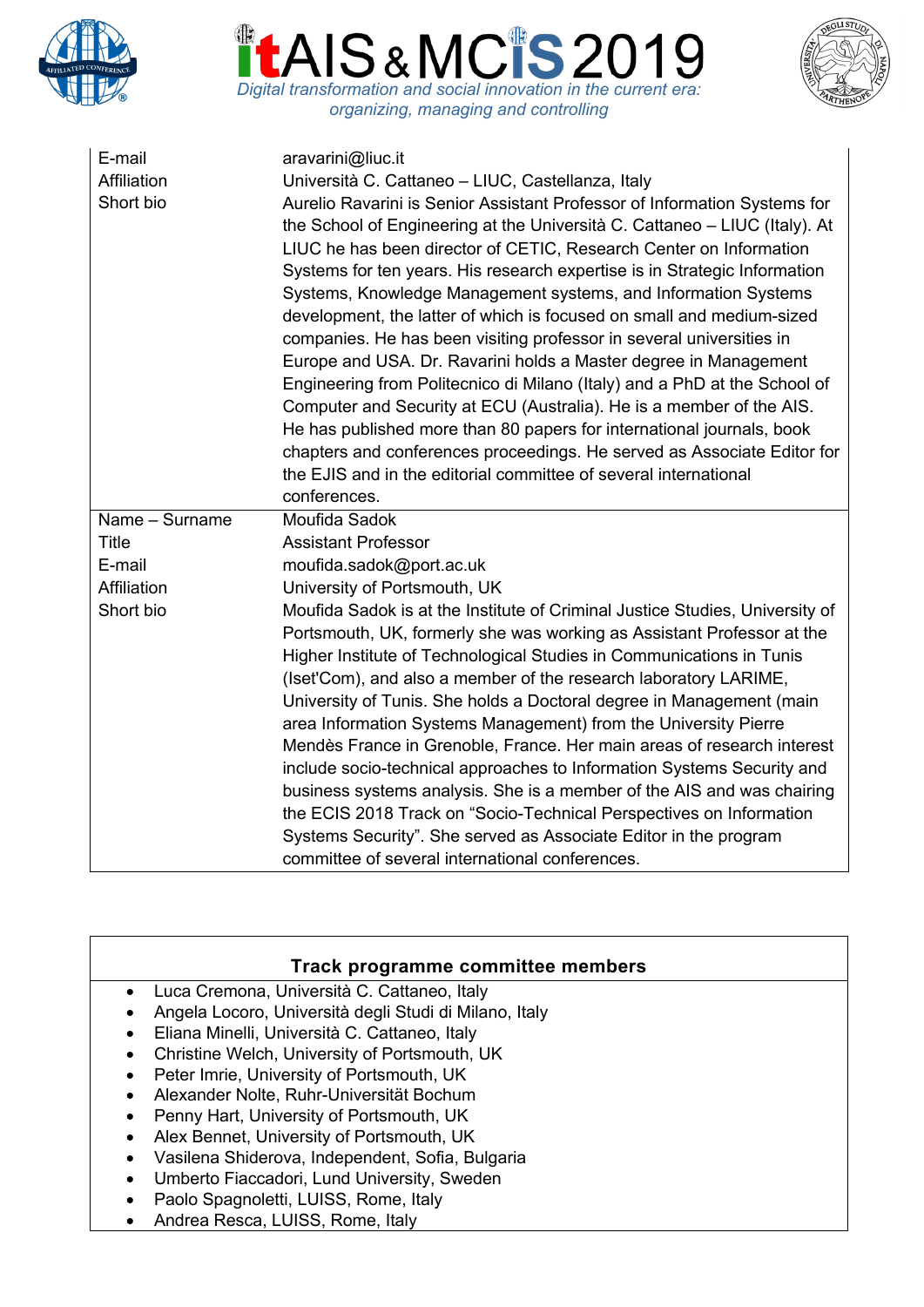| | |
|---|---|
| E-mail | aravarini@liuc.it |
| Affiliation | Università C. Cattaneo – LIUC, Castellanza, Italy |
| Short bio | Aurelio Ravarini is Senior Assistant Professor of Information Systems for the School of Engineering at the Università C. Cattaneo – LIUC (Italy). At LIUC he has been director of CETIC, Research Center on Information Systems for ten years. His research expertise is in Strategic Information Systems, Knowledge Management systems, and Information Systems development, the latter of which is focused on small and medium-sized companies. He has been visiting professor in several universities in Europe and USA. Dr. Ravarini holds a Master degree in Management Engineering from Politecnico di Milano (Italy) and a PhD at the School of Computer and Security at ECU (Australia). He is a member of the AIS. He has published more than 80 papers for international journals, book chapters and conferences proceedings. He served as Associate Editor for the EJIS and in the editorial committee of several international conferences. |
| Name – Surname | Moufida Sadok |
| Title | Assistant Professor |
| E-mail | moufida.sadok@port.ac.uk |
| Affiliation | University of Portsmouth, UK |
| Short bio | Moufida Sadok is at the Institute of Criminal Justice Studies, University of Portsmouth, UK, formerly she was working as Assistant Professor at the Higher Institute of Technological Studies in Communications in Tunis (Iset'Com), and also a member of the research laboratory LARIME, University of Tunis. She holds a Doctoral degree in Management (main area Information Systems Management) from the University Pierre Mendès France in Grenoble, France. Her main areas of research interest include socio-technical approaches to Information Systems Security and business systems analysis. She is a member of the AIS and was chairing the ECIS 2018 Track on "Socio-Technical Perspectives on Information Systems Security". She served as Associate Editor in the program committee of several international conferences. |

**Track programme committee members**

- Luca Cremona, Università C. Cattaneo, Italy
- Angela Locoro, Università degli Studi di Milano, Italy
- Eliana Minelli, Università C. Cattaneo, Italy
- Christine Welch, University of Portsmouth, UK
- Peter Imrie, University of Portsmouth, UK
- Alexander Nolte, Ruhr-Universität Bochum
- Penny Hart, University of Portsmouth, UK
- Alex Bennet, University of Portsmouth, UK
- Vasilena Shiderova, Independent, Sofia, Bulgaria
- Umberto Fiaccadori, Lund University, Sweden
- Paolo Spagnoletti, LUISS, Rome, Italy
- Andrea Resca, LUISS, Rome, Italy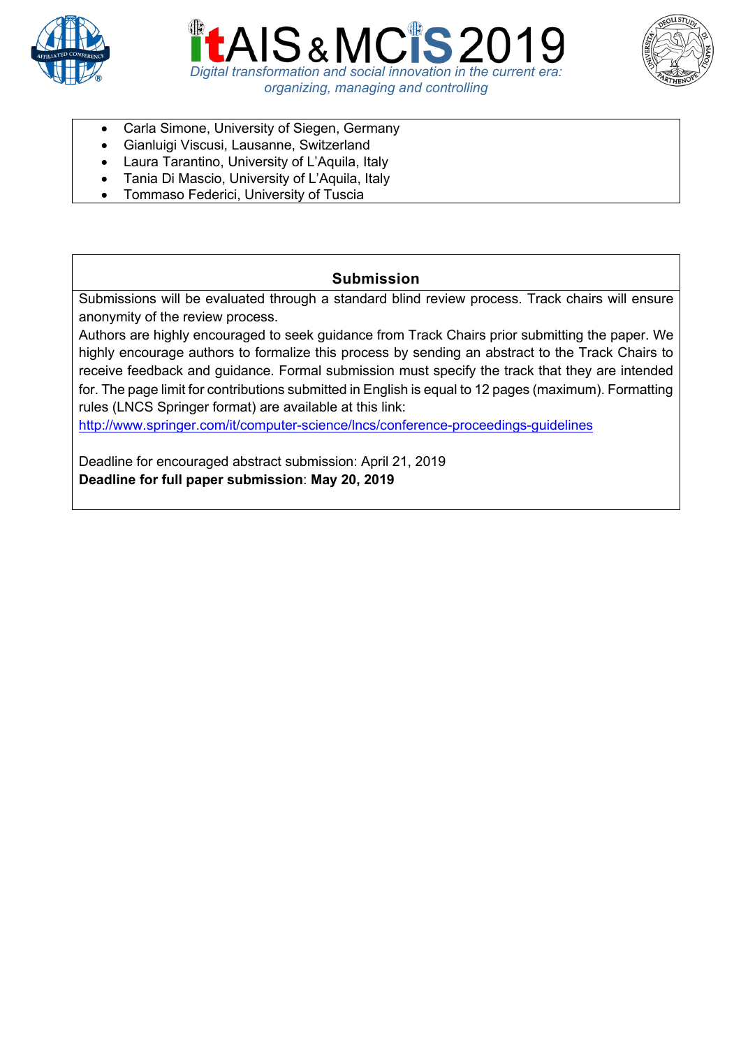- Carla Simone, University of Siegen, Germany
- Gianluigi Viscusi, Lausanne, Switzerland
- Laura Tarantino, University of L'Aquila, Italy
- Tania Di Mascio, University of L'Aquila, Italy
- Tommaso Federici, University of Tuscia

## Submission

Submissions will be evaluated through a standard blind review process. Track chairs will ensure anonymity of the review process.

Authors are highly encouraged to seek guidance from Track Chairs prior submitting the paper. We highly encourage authors to formalize this process by sending an abstract to the Track Chairs to receive feedback and guidance. Formal submission must specify the track that they are intended for. The page limit for contributions submitted in English is equal to 12 pages (maximum). Formatting rules (LNCS Springer format) are available at this link:
http://www.springer.com/it/computer-science/lncs/conference-proceedings-guidelines

Deadline for encouraged abstract submission: April 21, 2019
**Deadline for full paper submission**: **May 20, 2019**